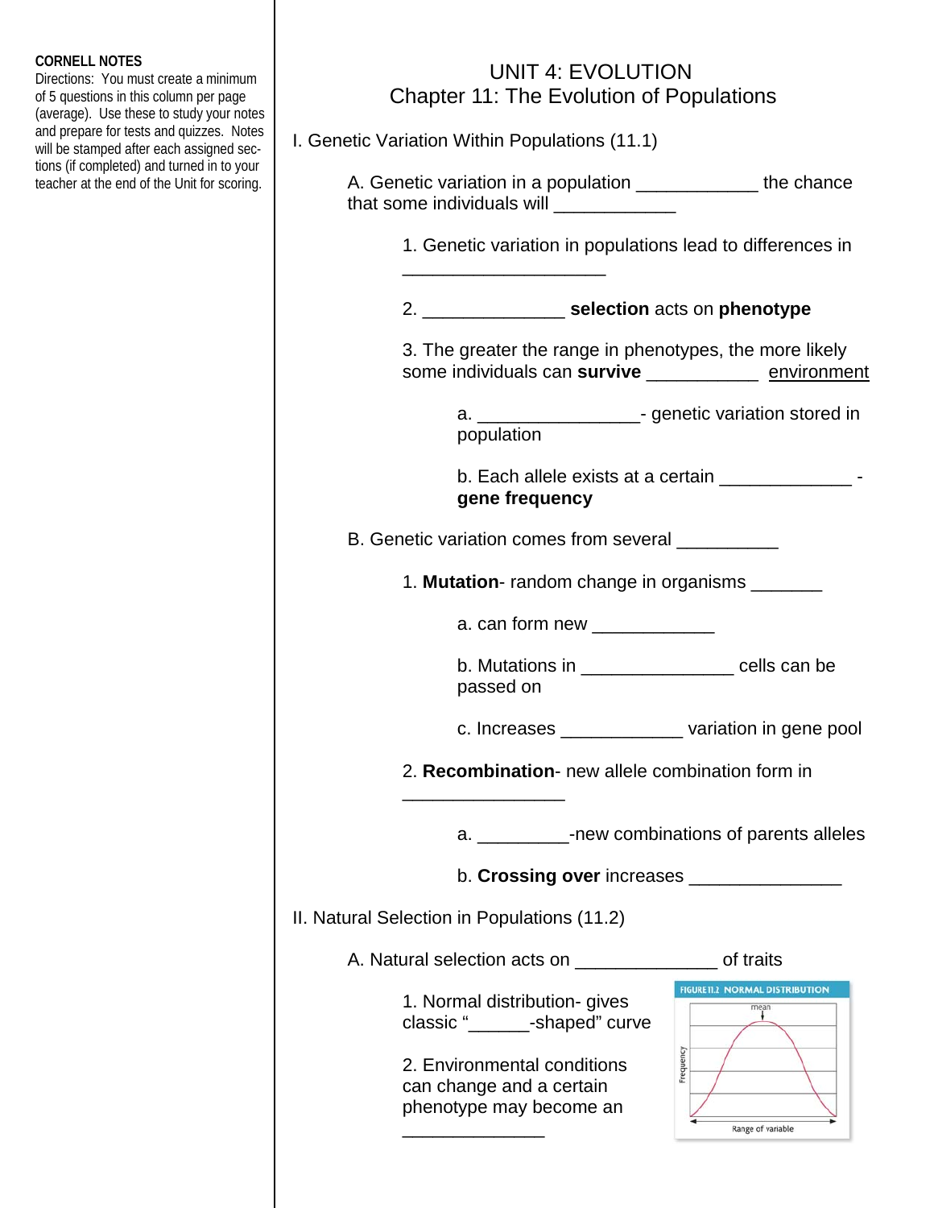**CORNELL NOTES**

Directions: You must create a minimum of 5 questions in this column per page (average). Use these to study your notes and prepare for tests and quizzes. Notes will be stamped after each assigned sections (if completed) and turned in to your teacher at the end of the Unit for scoring.

# UNIT 4: EVOLUTION
## Chapter 11: The Evolution of Populations

I. Genetic Variation Within Populations (11.1)

A. Genetic variation in a population ____________ the chance that some individuals will ____________

1. Genetic variation in populations lead to differences in ____________________

2. ______________ **selection** acts on **phenotype**

3. The greater the range in phenotypes, the more likely some individuals can **survive** ___________ environment

a. ________________- genetic variation stored in population

b. Each allele exists at a certain _____________ - **gene frequency**

B. Genetic variation comes from several __________

1. **Mutation**- random change in organisms _______

a. can form new ____________

b. Mutations in _______________ cells can be passed on

c. Increases ____________ variation in gene pool

2. **Recombination**- new allele combination form in ________________

a. _________-new combinations of parents alleles

b. **Crossing over** increases _______________

II. Natural Selection in Populations (11.2)

A. Natural selection acts on ______________ of traits

1. Normal distribution- gives classic "______-shaped" curve

2. Environmental conditions can change and a certain phenotype may become an ______________

FIGURE 11.2 NORMAL DISTRIBUTION

mean

Frequency

Range of variable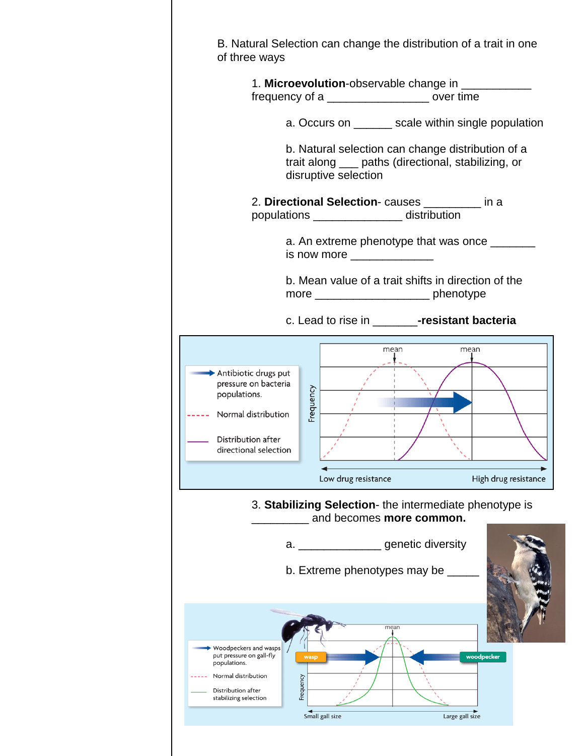B. Natural Selection can change the distribution of a trait in one of three ways

1. **Microevolution**-observable change in ___________ frequency of a ________________ over time

a. Occurs on ______ scale within single population

b. Natural selection can change distribution of a trait along ___ paths (directional, stabilizing, or disruptive selection

2. **Directional Selection**- causes _________ in a populations ______________ distribution

a. An extreme phenotype that was once _______ is now more _____________

b. Mean value of a trait shifts in direction of the more __________________ phenotype

c. Lead to rise in _______**-resistant bacteria**

Antibiotic drugs put pressure on bacteria populations.

Normal distribution

Distribution after directional selection

mean

mean

Frequency

Low drug resistance

High drug resistance

3. **Stabilizing Selection**- the intermediate phenotype is _________ and becomes **more common.**

a. _____________ genetic diversity

b. Extreme phenotypes may be _____

Woodpeckers and wasps put pressure on gall-fly populations.

Normal distribution

Distribution after stabilizing selection

wasp

woodpecker

mean

Frequency

Small gall size

Large gall size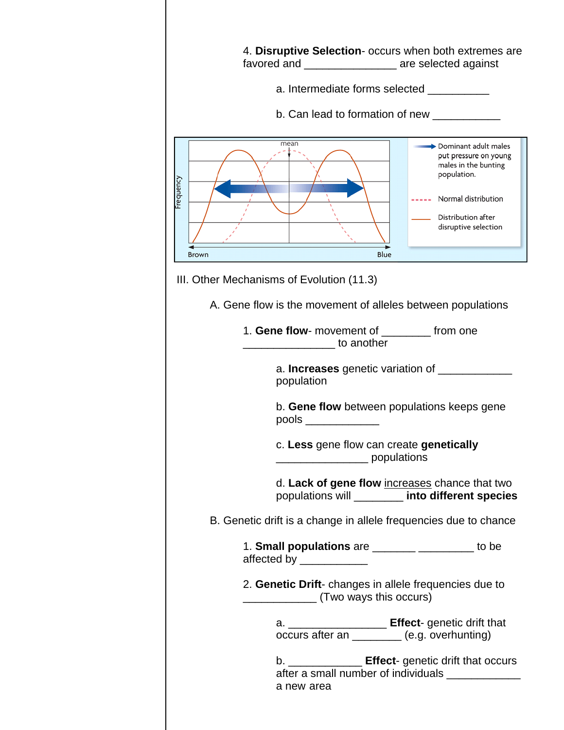4. **Disruptive Selection**- occurs when both extremes are favored and _______________ are selected against

a. Intermediate forms selected __________

b. Can lead to formation of new ___________

mean

Frequency

Brown

Blue

Dominant adult males put pressure on young males in the bunting population.

Normal distribution

Distribution after disruptive selection

III. Other Mechanisms of Evolution (11.3)

A. Gene flow is the movement of alleles between populations

1. **Gene flow**- movement of ________ from one _______________ to another

a. **Increases** genetic variation of ____________ population

b. **Gene flow** between populations keeps gene pools ____________

c. **Less** gene flow can create **genetically** _______________ populations

d. **Lack of gene flow** increases chance that two populations will ________ **into different species**

B. Genetic drift is a change in allele frequencies due to chance

1. **Small populations** are _______ _________ to be affected by ___________

2. **Genetic Drift**- changes in allele frequencies due to ____________ (Two ways this occurs)

a. ________________ **Effect**- genetic drift that occurs after an ________ (e.g. overhunting)

b. ____________ **Effect**- genetic drift that occurs after a small number of individuals ____________ a new area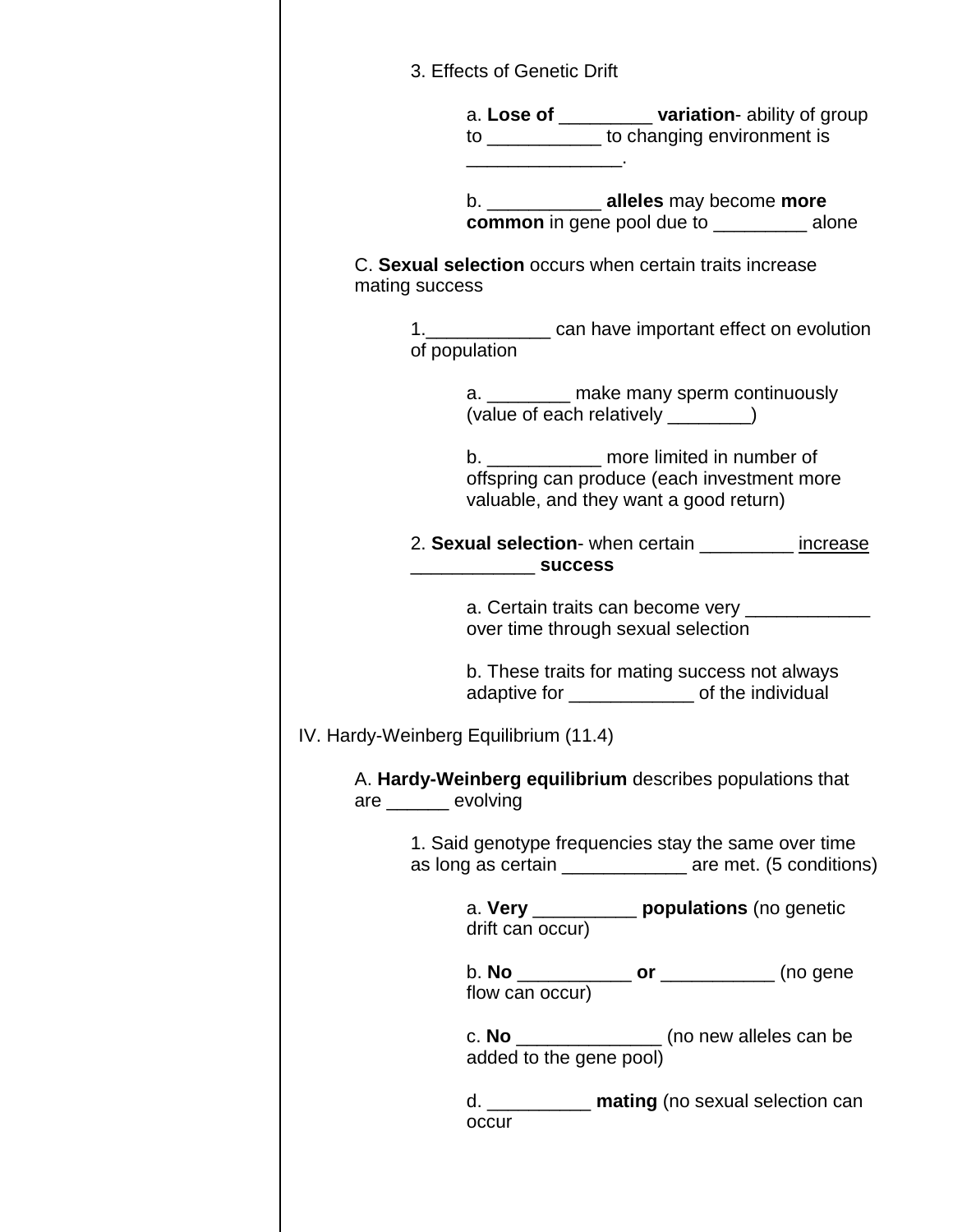3. Effects of Genetic Drift

   a. **Lose of** _________ **variation**- ability of group to ___________ to changing environment is _______________.

   b. ___________ **alleles** may become **more common** in gene pool due to _________ alone

C. **Sexual selection** occurs when certain traits increase mating success

1.____________ can have important effect on evolution of population

   a. ________ make many sperm continuously (value of each relatively ________)

   b. ___________ more limited in number of offspring can produce (each investment more valuable, and they want a good return)

2. **Sexual selection**- when certain _________ <u>increase</u> ____________ **success**

   a. Certain traits can become very ____________ over time through sexual selection

   b. These traits for mating success not always adaptive for ____________ of the individual

IV. Hardy-Weinberg Equilibrium (11.4)

A. **Hardy-Weinberg equilibrium** describes populations that are ______ evolving

1. Said genotype frequencies stay the same over time as long as certain ____________ are met. (5 conditions)

   a. **Very** __________ **populations** (no genetic drift can occur)

   b. **No** ___________ **or** ___________ (no gene flow can occur)

   c. **No** ______________ (no new alleles can be added to the gene pool)

   d. __________ **mating** (no sexual selection can occur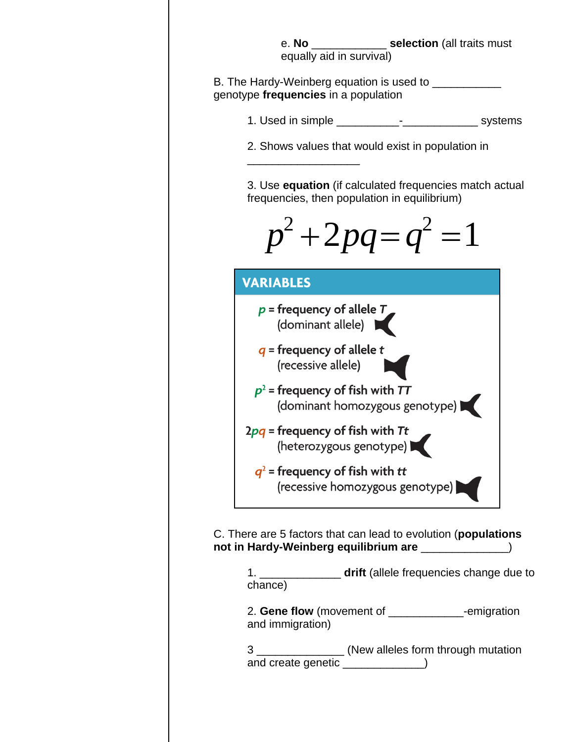e. **No** ____________ **selection** (all traits must equally aid in survival)

B. The Hardy-Weinberg equation is used to ___________ genotype **frequencies** in a population

1. Used in simple __________-____________ systems

2. Shows values that would exist in population in ___________________

3. Use **equation** (if calculated frequencies match actual frequencies, then population in equilibrium)

$$p^2 + 2pq = q^2 = 1$$

**VARIABLES**

$p$ = frequency of allele *T* (dominant allele)

$q$ = frequency of allele *t* (recessive allele)

$p^2$ = frequency of fish with *TT* (dominant homozygous genotype)

$2pq$ = frequency of fish with *Tt* (heterozygous genotype)

$q^2$ = frequency of fish with *tt* (recessive homozygous genotype)

C. There are 5 factors that can lead to evolution (**populations not in Hardy-Weinberg equilibrium are** ______________)

1. _____________ **drift** (allele frequencies change due to chance)

2. **Gene flow** (movement of ____________-emigration and immigration)

3 ______________ (New alleles form through mutation and create genetic _____________)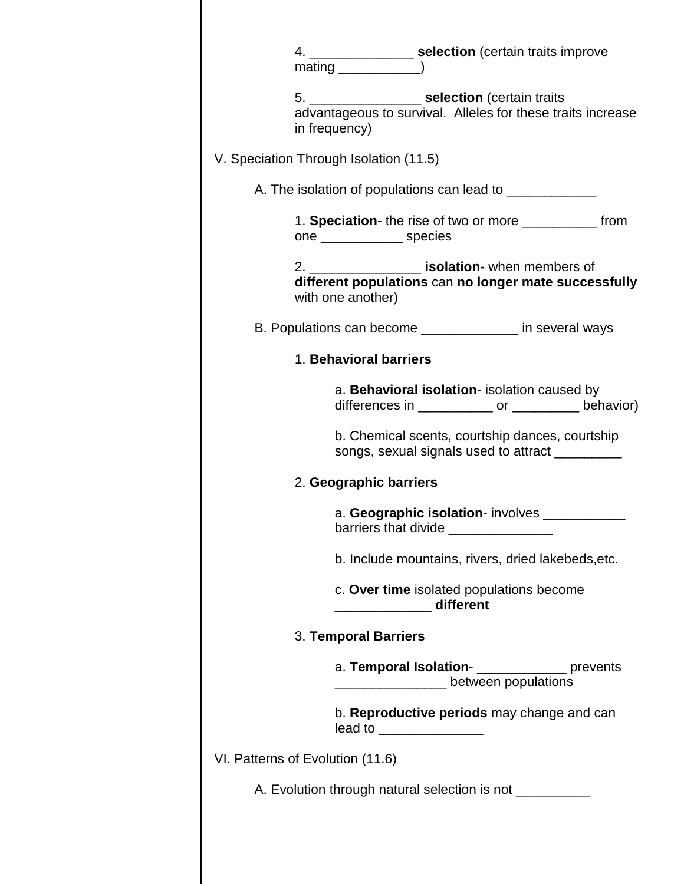4. ______________ **selection** (certain traits improve mating ___________)

5. _______________ **selection** (certain traits advantageous to survival.  Alleles for these traits increase in frequency)

V. Speciation Through Isolation (11.5)

A. The isolation of populations can lead to ____________

1. **Speciation**- the rise of two or more __________ from one ___________ species

2. _______________ **isolation-** when members of **different populations** can **no longer mate successfully** with one another)

B. Populations can become _____________ in several ways

1. **Behavioral barriers**

a. **Behavioral isolation**- isolation caused by differences in __________ or _________ behavior)

b. Chemical scents, courtship dances, courtship songs, sexual signals used to attract _________

2. **Geographic barriers**

a. **Geographic isolation**- involves ___________ barriers that divide ______________

b. Include mountains, rivers, dried lakebeds,etc.

c. **Over time** isolated populations become _____________ **different**

3. **Temporal Barriers**

a. **Temporal Isolation**- ____________ prevents _______________ between populations

b. **Reproductive periods** may change and can lead to ______________

VI. Patterns of Evolution (11.6)

A. Evolution through natural selection is not __________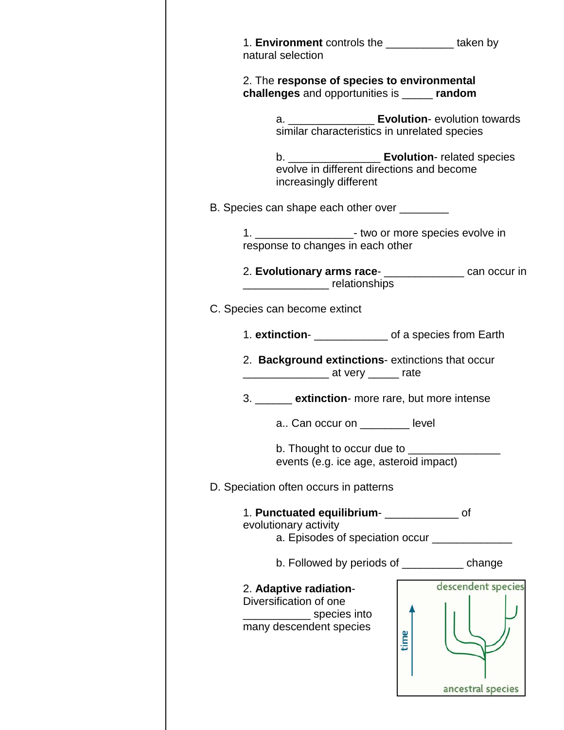1. **Environment** controls the ___________ taken by natural selection

2. The **response of species to environmental challenges** and opportunities is _____ **random**

a. ______________ **Evolution**- evolution towards similar characteristics in unrelated species

b. _______________ **Evolution**- related species evolve in different directions and become increasingly different

B. Species can shape each other over ________

1. ________________- two or more species evolve in response to changes in each other

2. **Evolutionary arms race**- _____________ can occur in ______________ relationships

C. Species can become extinct

1. **extinction**- ____________ of a species from Earth

2. **Background extinctions**- extinctions that occur ______________ at very _____ rate

3. ______ **extinction**- more rare, but more intense

a.. Can occur on ________ level

b. Thought to occur due to _______________ events (e.g. ice age, asteroid impact)

D. Speciation often occurs in patterns

1. **Punctuated equilibrium**- ____________ of evolutionary activity

a. Episodes of speciation occur _____________

b. Followed by periods of __________ change

2. **Adaptive radiation**- Diversification of one ___________ species into many descendent species

descendent species

time

ancestral species